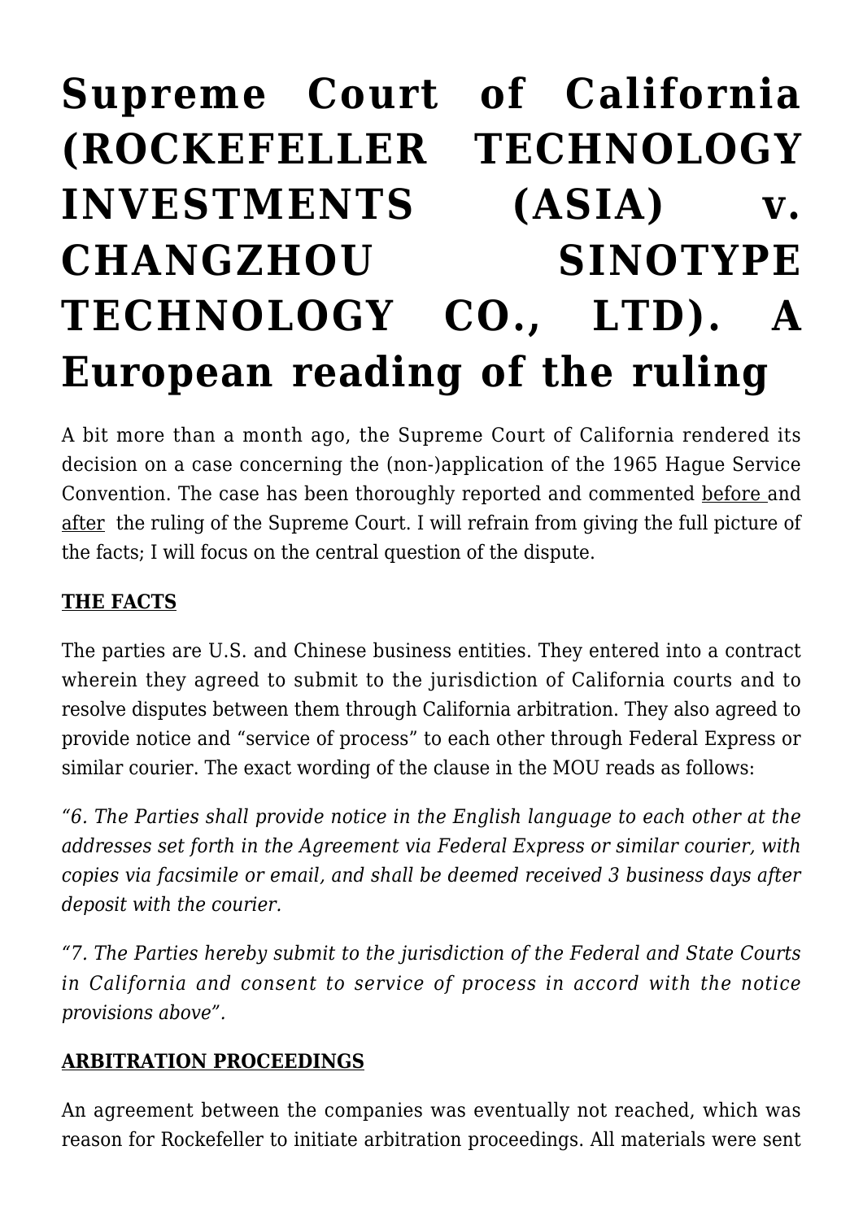# Supreme Court of California (ROCKEFELLER TECHNOLOGY INVESTMENTS (ASIA) v. CHANGZHOU SINOTYPE TECHNOLOGY CO., LTD). A European reading of the ruling

A bit more than a month ago, the Supreme Court of California rendered its decision on a case concerning the (non-)application of the 1965 Hague Service Convention. The case has been thoroughly reported and commented before and after the ruling of the Supreme Court. I will refrain from giving the full picture of the facts; I will focus on the central question of the dispute.

**THE FACTS**

The parties are U.S. and Chinese business entities. They entered into a contract wherein they agreed to submit to the jurisdiction of California courts and to resolve disputes between them through California arbitration. They also agreed to provide notice and "service of process" to each other through Federal Express or similar courier. The exact wording of the clause in the MOU reads as follows:

*"6. The Parties shall provide notice in the English language to each other at the addresses set forth in the Agreement via Federal Express or similar courier, with copies via facsimile or email, and shall be deemed received 3 business days after deposit with the courier.*

*"7. The Parties hereby submit to the jurisdiction of the Federal and State Courts in California and consent to service of process in accord with the notice provisions above".*

**ARBITRATION PROCEEDINGS**

An agreement between the companies was eventually not reached, which was reason for Rockefeller to initiate arbitration proceedings. All materials were sent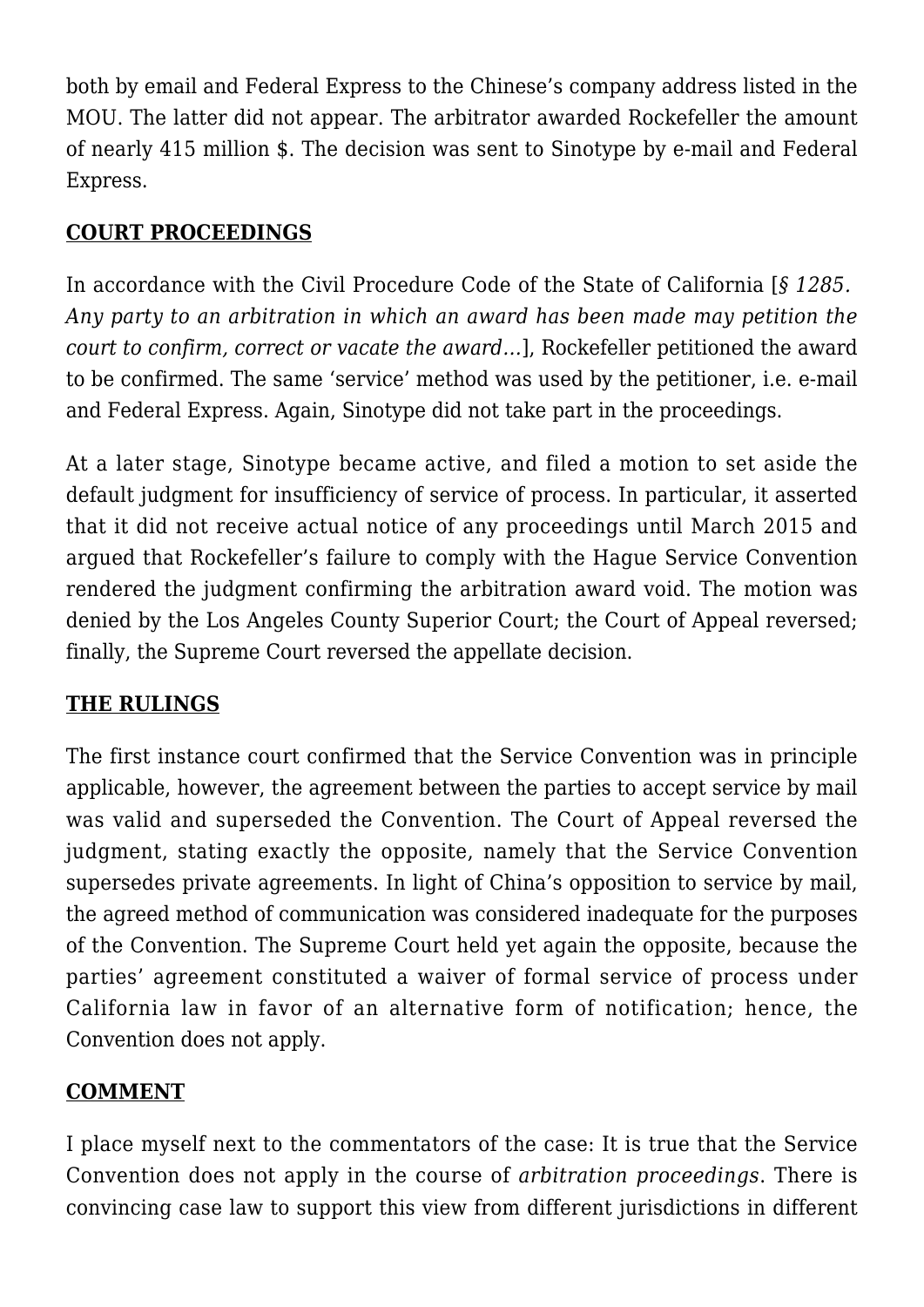both by email and Federal Express to the Chinese's company address listed in the MOU. The latter did not appear. The arbitrator awarded Rockefeller the amount of nearly 415 million $. The decision was sent to Sinotype by e-mail and Federal Express.

**COURT PROCEEDINGS**

In accordance with the Civil Procedure Code of the State of California [*§ 1285. Any party to an arbitration in which an award has been made may petition the court to confirm, correct or vacate the award…*], Rockefeller petitioned the award to be confirmed. The same 'service' method was used by the petitioner, i.e. e-mail and Federal Express. Again, Sinotype did not take part in the proceedings.

At a later stage, Sinotype became active, and filed a motion to set aside the default judgment for insufficiency of service of process. In particular, it asserted that it did not receive actual notice of any proceedings until March 2015 and argued that Rockefeller's failure to comply with the Hague Service Convention rendered the judgment confirming the arbitration award void. The motion was denied by the Los Angeles County Superior Court; the Court of Appeal reversed; finally, the Supreme Court reversed the appellate decision.

**THE RULINGS**

The first instance court confirmed that the Service Convention was in principle applicable, however, the agreement between the parties to accept service by mail was valid and superseded the Convention. The Court of Appeal reversed the judgment, stating exactly the opposite, namely that the Service Convention supersedes private agreements. In light of China's opposition to service by mail, the agreed method of communication was considered inadequate for the purposes of the Convention. The Supreme Court held yet again the opposite, because the parties' agreement constituted a waiver of formal service of process under California law in favor of an alternative form of notification; hence, the Convention does not apply.

**COMMENT**

I place myself next to the commentators of the case: It is true that the Service Convention does not apply in the course of *arbitration proceedings*. There is convincing case law to support this view from different jurisdictions in different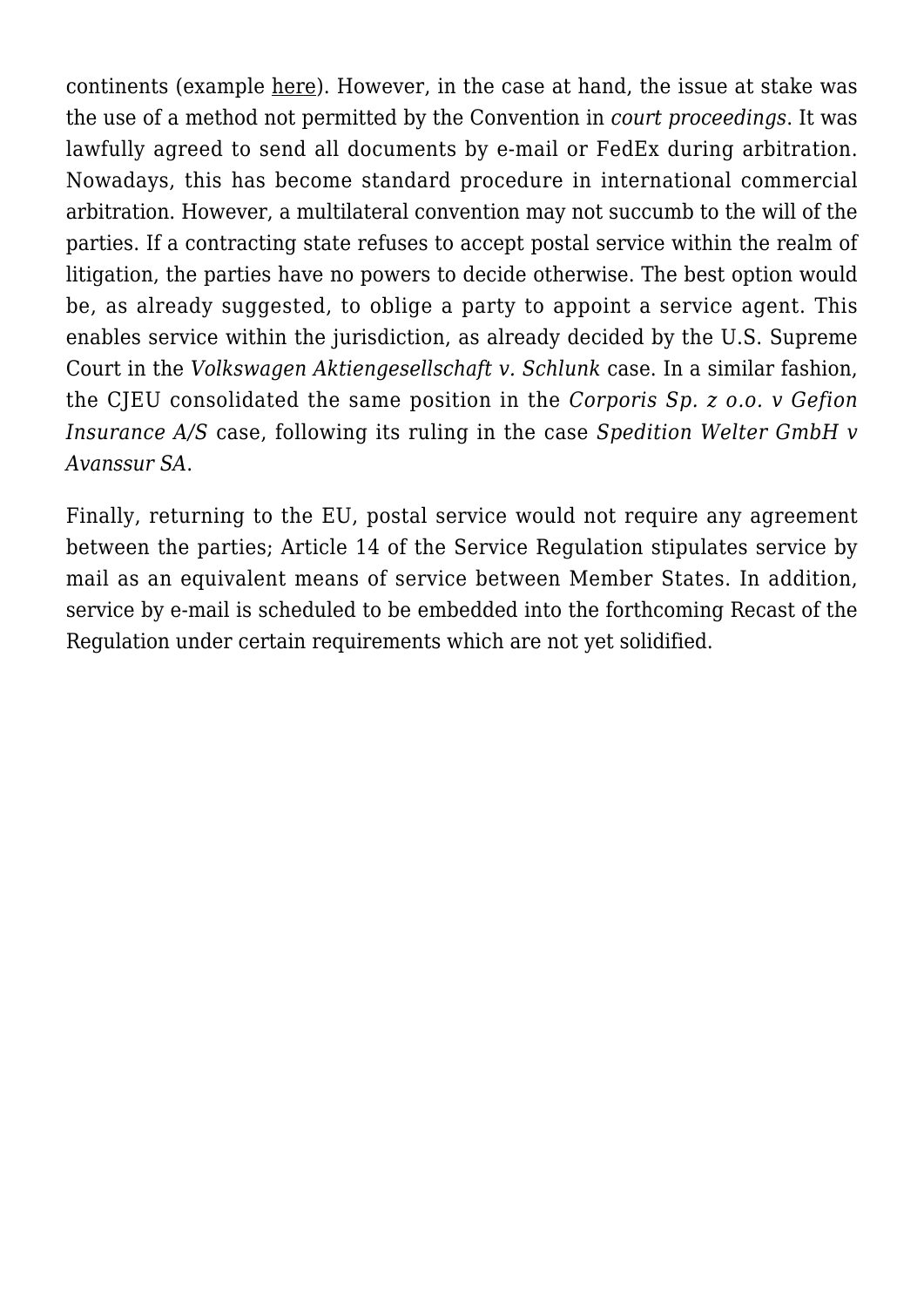continents (example here). However, in the case at hand, the issue at stake was the use of a method not permitted by the Convention in *court proceedings*. It was lawfully agreed to send all documents by e-mail or FedEx during arbitration. Nowadays, this has become standard procedure in international commercial arbitration. However, a multilateral convention may not succumb to the will of the parties. If a contracting state refuses to accept postal service within the realm of litigation, the parties have no powers to decide otherwise. The best option would be, as already suggested, to oblige a party to appoint a service agent. This enables service within the jurisdiction, as already decided by the U.S. Supreme Court in the *Volkswagen Aktiengesellschaft v. Schlunk* case. In a similar fashion, the CJEU consolidated the same position in the *Corporis Sp. z o.o. v Gefion Insurance A/S* case, following its ruling in the case *Spedition Welter GmbH v Avanssur SA*.

Finally, returning to the EU, postal service would not require any agreement between the parties; Article 14 of the Service Regulation stipulates service by mail as an equivalent means of service between Member States. In addition, service by e-mail is scheduled to be embedded into the forthcoming Recast of the Regulation under certain requirements which are not yet solidified.